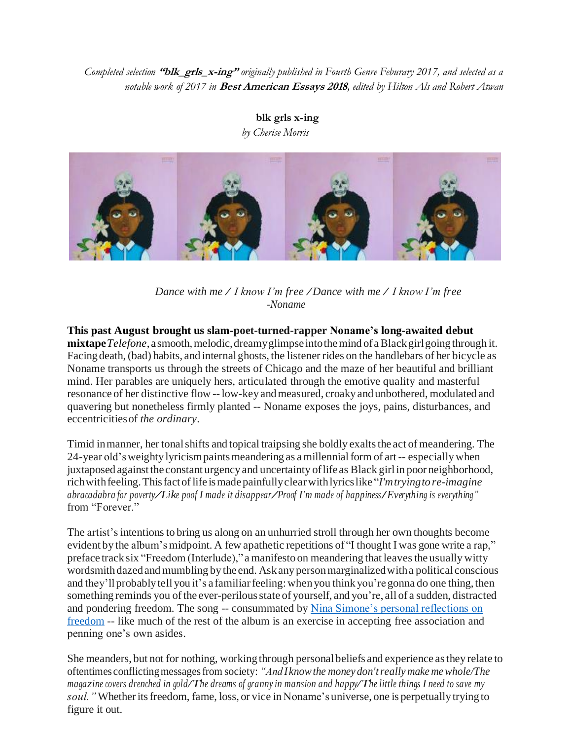*Completed selection* ***"blk_grls_x-ing"*** *originally published in Fourth Genre Feburary 2017, and selected as a notable work of 2017 in* ***Best American Essays 2018****, edited by Hilton Als and Robert Atwan*

**blk grls x-ing**

*by Cherise Morris*

*Dance with me / I know I'm free / Dance with me / I know I'm free*
*-Noname*

**This past August brought us slam-poet-turned-rapper Noname's long-awaited debut mixtape** *Telefone*, a smooth, melodic, dreamy glimpse into the mind of a Black girl going through it. Facing death, (bad) habits, and internal ghosts, the listener rides on the handlebars of her bicycle as Noname transports us through the streets of Chicago and the maze of her beautiful and brilliant mind. Her parables are uniquely hers, articulated through the emotive quality and masterful resonance of her distinctive flow -- low-key and measured, croaky and unbothered, modulated and quavering but nonetheless firmly planted -- Noname exposes the joys, pains, disturbances, and eccentricities of *the ordinary*.

Timid in manner, her tonal shifts and topical traipsing she boldly exalts the act of meandering. The 24-year old's weighty lyricism paints meandering as a millennial form of art -- especially when juxtaposed against the constant urgency and uncertainty of life as Black girl in poor neighborhood, rich with feeling. This fact of life is made painfully clear with lyrics like "*I'm trying to re-imagine abracadabra for poverty/Like poof I made it disappear/Proof I'm made of happiness/Everything is everything"* from "Forever."

The artist's intentions to bring us along on an unhurried stroll through her own thoughts become evident by the album's midpoint. A few apathetic repetitions of "I thought I was gone write a rap," preface track six "Freedom (Interlude)," a manifesto on meandering that leaves the usually witty wordsmith dazed and mumbling by the end. Ask any person marginalized with a political conscious and they'll probably tell you it's a familiar feeling: when you think you're gonna do one thing, then something reminds you of the ever-perilous state of yourself, and you're, all of a sudden, distracted and pondering freedom. The song -- consummated by Nina Simone's personal reflections on freedom -- like much of the rest of the album is an exercise in accepting free association and penning one's own asides.

She meanders, but not for nothing, working through personal beliefs and experience as they relate to oftentimes conflicting messages from society: *"And I know the money don't really make me whole/The magazine covers drenched in gold/The dreams of granny in mansion and happy/The little things I need to save my soul."* Whether its freedom, fame, loss, or vice in Noname's universe, one is perpetually trying to figure it out.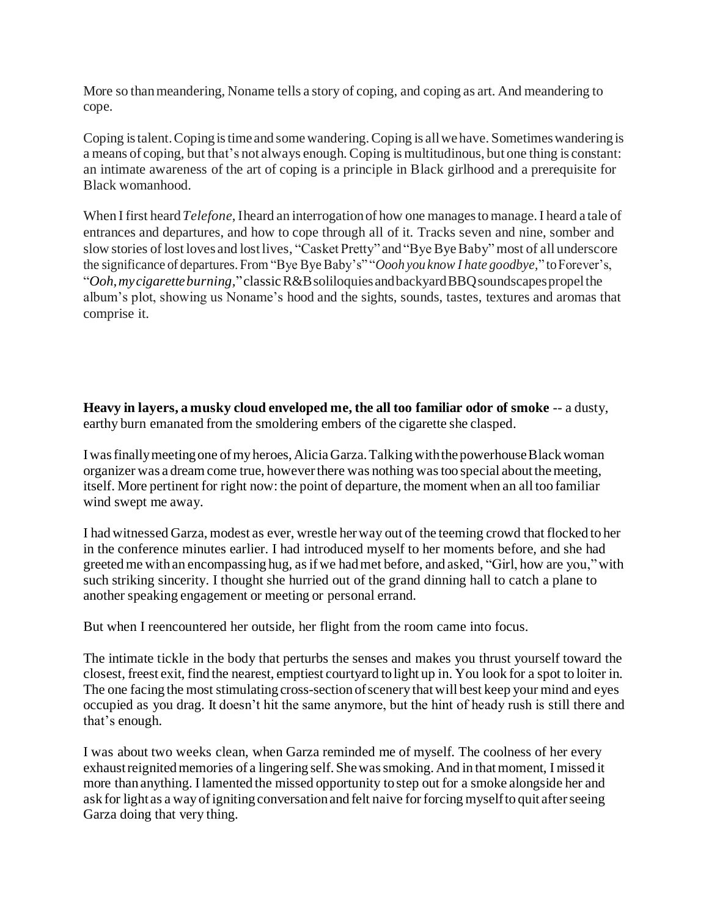More so than meandering, Noname tells a story of coping, and coping as art. And meandering to cope.

Coping is talent. Coping is time and some wandering. Coping is all we have. Sometimes wandering is a means of coping, but that's not always enough. Coping is multitudinous, but one thing is constant: an intimate awareness of the art of coping is a principle in Black girlhood and a prerequisite for Black womanhood.

When I first heard *Telefone*, I heard an interrogation of how one manages to manage. I heard a tale of entrances and departures, and how to cope through all of it. Tracks seven and nine, somber and slow stories of lost loves and lost lives, "Casket Pretty" and "Bye Bye Baby" most of all underscore the significance of departures. From "Bye Bye Baby's" "*Oooh you know I hate goodbye,*" to Forever's, "*Ooh, my cigarette burning,*" classic R&B soliloquies and backyard BBQ soundscapes propel the album's plot, showing us Noname's hood and the sights, sounds, tastes, textures and aromas that comprise it.

**Heavy in layers, a musky cloud enveloped me, the all too familiar odor of smoke** -- a dusty, earthy burn emanated from the smoldering embers of the cigarette she clasped.

I was finally meeting one of my heroes, Alicia Garza. Talking with the powerhouse Black woman organizer was a dream come true, however there was nothing was too special about the meeting, itself. More pertinent for right now: the point of departure, the moment when an all too familiar wind swept me away.

I had witnessed Garza, modest as ever, wrestle her way out of the teeming crowd that flocked to her in the conference minutes earlier. I had introduced myself to her moments before, and she had greeted me with an encompassing hug, as if we had met before, and asked, "Girl, how are you," with such striking sincerity. I thought she hurried out of the grand dinning hall to catch a plane to another speaking engagement or meeting or personal errand.

But when I reencountered her outside, her flight from the room came into focus.

The intimate tickle in the body that perturbs the senses and makes you thrust yourself toward the closest, freest exit, find the nearest, emptiest courtyard to light up in. You look for a spot to loiter in. The one facing the most stimulating cross-section of scenery that will best keep your mind and eyes occupied as you drag. It doesn't hit the same anymore, but the hint of heady rush is still there and that's enough.

I was about two weeks clean, when Garza reminded me of myself. The coolness of her every exhaust reignited memories of a lingering self. She was smoking. And in that moment, I missed it more than anything. I lamented the missed opportunity to step out for a smoke alongside her and ask for light as a way of igniting conversation and felt naive for forcing myself to quit after seeing Garza doing that very thing.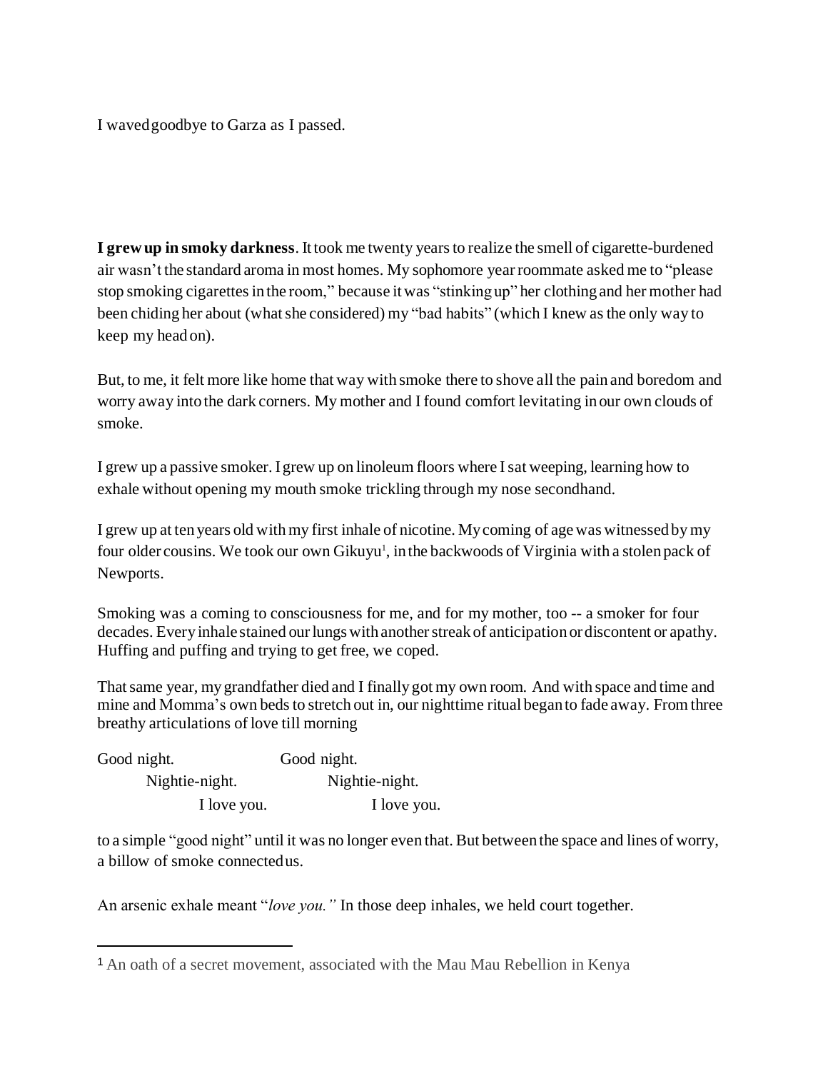I waved goodbye to Garza as I passed.

**I grew up in smoky darkness**. It took me twenty years to realize the smell of cigarette-burdened air wasn't the standard aroma in most homes. My sophomore year roommate asked me to "please stop smoking cigarettes in the room," because it was "stinking up" her clothing and her mother had been chiding her about (what she considered) my "bad habits" (which I knew as the only way to keep my head on).

But, to me, it felt more like home that way with smoke there to shove all the pain and boredom and worry away into the dark corners. My mother and I found comfort levitating in our own clouds of smoke.

I grew up a passive smoker. I grew up on linoleum floors where I sat weeping, learning how to exhale without opening my mouth smoke trickling through my nose secondhand.

I grew up at ten years old with my first inhale of nicotine. My coming of age was witnessed by my four older cousins. We took our own Gikuyu[1], in the backwoods of Virginia with a stolen pack of Newports.

Smoking was a coming to consciousness for me, and for my mother, too -- a smoker for four decades. Every inhale stained our lungs with another streak of anticipation or discontent or apathy. Huffing and puffing and trying to get free, we coped.

That same year, my grandfather died and I finally got my own room. And with space and time and mine and Momma's own beds to stretch out in, our nighttime ritual began to fade away. From three breathy articulations of love till morning

Good night. Good night.
  Nightie-night. Nightie-night.
    I love you. I love you.

to a simple "good night" until it was no longer even that. But between the space and lines of worry, a billow of smoke connected us.

An arsenic exhale meant "*love you.*" In those deep inhales, we held court together.

---

[1] An oath of a secret movement, associated with the Mau Mau Rebellion in Kenya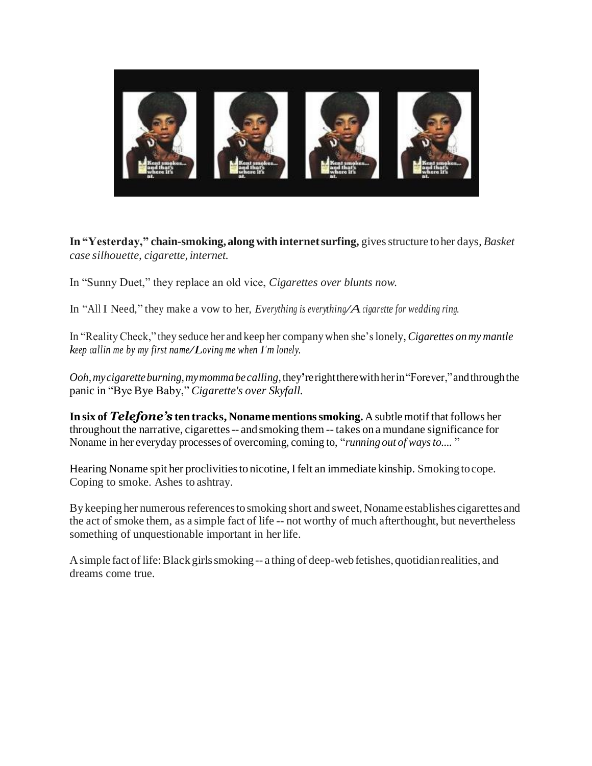**In "Yesterday," chain-smoking, along with internet surfing,** gives structure to her days, *Basket case silhouette, cigarette, internet.*

In "Sunny Duet," they replace an old vice, *Cigarettes over blunts now.*

In "All I Need," they make a vow to her, *Everything is everything/A cigarette for wedding ring.*

In "Reality Check," they seduce her and keep her company when she's lonely, *Cigarettes on my mantle keep callin me by my first name/Loving me when I'm lonely.*

*Ooh, my cigarette burning, my momma be calling,* they're right there with her in "Forever," and through the panic in "Bye Bye Baby," *Cigarette's over Skyfall.*

**In six of *Telefone's* ten tracks, Noname mentions smoking.** A subtle motif that follows her throughout the narrative, cigarettes -- and smoking them -- takes on a mundane significance for Noname in her everyday processes of overcoming, coming to, "*running out of ways to....* "

Hearing Noname spit her proclivities to nicotine, I felt an immediate kinship. Smoking to cope. Coping to smoke. Ashes to ashtray.

By keeping her numerous references to smoking short and sweet, Noname establishes cigarettes and the act of smoke them, as a simple fact of life -- not worthy of much afterthought, but nevertheless something of unquestionable important in her life.

A simple fact of life: Black girls smoking -- a thing of deep-web fetishes, quotidian realities, and dreams come true.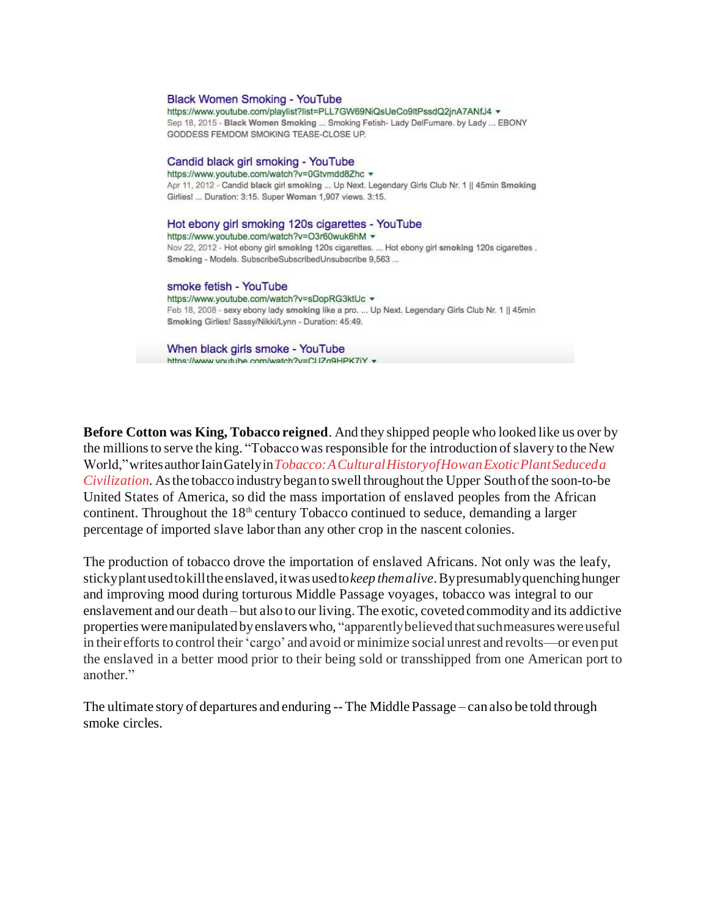Black Women Smoking - YouTube
https://www.youtube.com/playlist?list=PLL7GW69NiQsUeCo9ltPssdQ2jnA7ANfJ4
Sep 18, 2015 - **Black Women Smoking** ... Smoking Fetish- Lady DelFumare. by Lady ... EBONY GODDESS FEMDOM SMOKING TEASE-CLOSE UP.

Candid black girl smoking - YouTube
https://www.youtube.com/watch?v=0Gtvmdd8Zhc
Apr 11, 2012 - Candid **black girl smoking** ... Up Next. Legendary Girls Club Nr. 1 || 45min **Smoking** Girlies! ... Duration: 3:15. Super **Woman** 1,907 views. 3:15.

Hot ebony girl smoking 120s cigarettes - YouTube
https://www.youtube.com/watch?v=O3r60wuk6hM
Nov 22, 2012 - Hot ebony girl **smoking** 120s cigarettes. ... Hot ebony girl **smoking** 120s cigarettes . **Smoking** - Models. SubscribeSubscribedUnsubscribe 9,563 ...

smoke fetish - YouTube
https://www.youtube.com/watch?v=sDopRG3ktUc
Feb 18, 2008 - sexy ebony lady **smoking** like a pro. ... Up Next. Legendary Girls Club Nr. 1 || 45min **Smoking** Girlies! Sassy/Nikki/Lynn - Duration: 45:49.

When black girls smoke - YouTube
https://www.youtube.com/watch?v=CUZg9HPK7iY

**Before Cotton was King, Tobacco reigned**. And they shipped people who looked like us over by the millions to serve the king. "Tobacco was responsible for the introduction of slavery to the New World," writes author Iain Gately in *Tobacco: A Cultural History of How an Exotic Plant Seduced a Civilization*. As the tobacco industry began to swell throughout the Upper South of the soon-to-be United States of America, so did the mass importation of enslaved peoples from the African continent. Throughout the 18th century Tobacco continued to seduce, demanding a larger percentage of imported slave labor than any other crop in the nascent colonies.

The production of tobacco drove the importation of enslaved Africans. Not only was the leafy, sticky plant used to kill the enslaved, it was used to *keep them alive*. By presumably quenching hunger and improving mood during torturous Middle Passage voyages, tobacco was integral to our enslavement and our death – but also to our living. The exotic, coveted commodity and its addictive properties were manipulated by enslavers who, "apparently believed that such measures were useful in their efforts to control their 'cargo' and avoid or minimize social unrest and revolts—or even put the enslaved in a better mood prior to their being sold or transshipped from one American port to another."

The ultimate story of departures and enduring -- The Middle Passage – can also be told through smoke circles.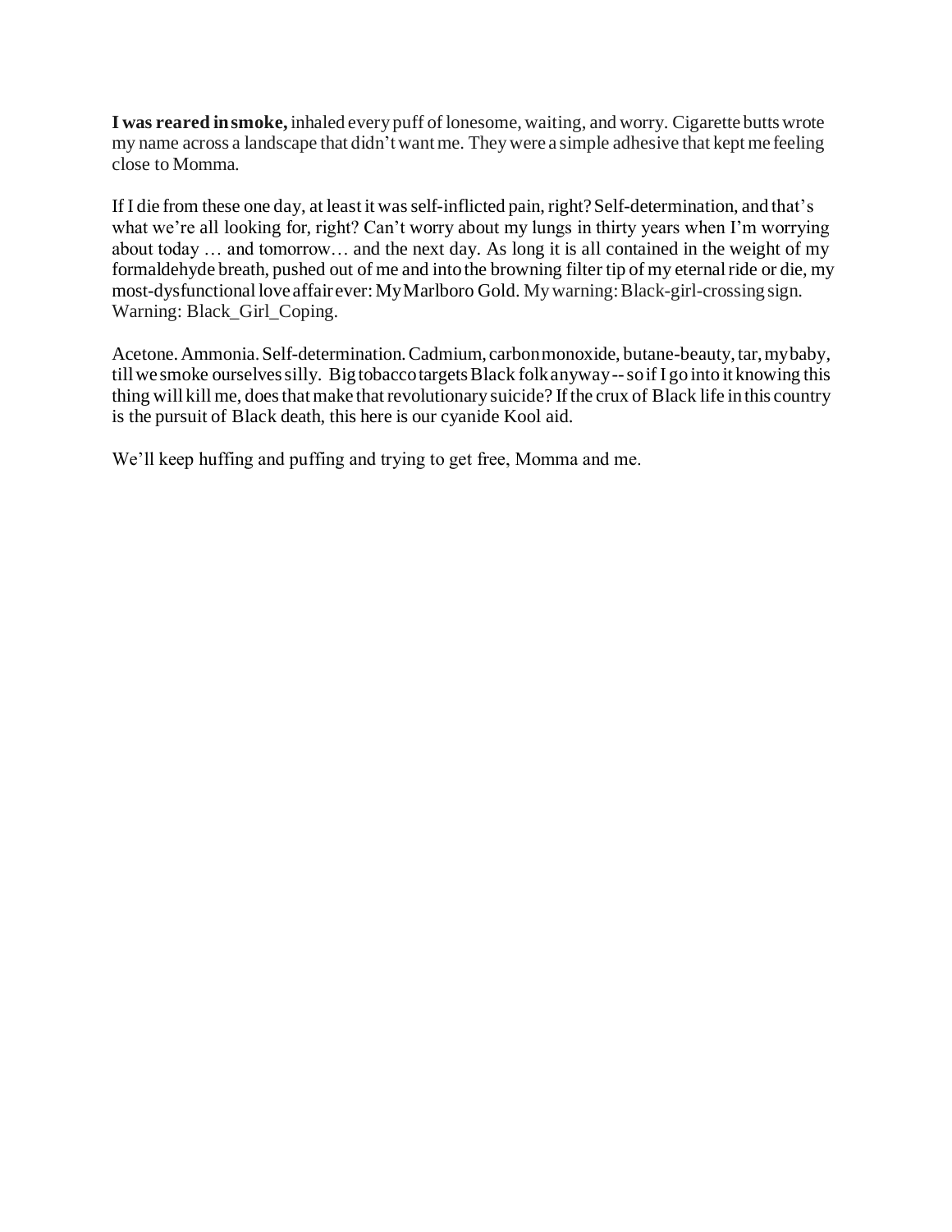**I was reared in smoke,** inhaled every puff of lonesome, waiting, and worry. Cigarette butts wrote my name across a landscape that didn't want me. They were a simple adhesive that kept me feeling close to Momma.

If I die from these one day, at least it was self-inflicted pain, right? Self-determination, and that's what we're all looking for, right? Can't worry about my lungs in thirty years when I'm worrying about today … and tomorrow… and the next day. As long it is all contained in the weight of my formaldehyde breath, pushed out of me and into the browning filter tip of my eternal ride or die, my most-dysfunctional love affair ever: My Marlboro Gold. My warning: Black-girl-crossing sign. Warning: Black_Girl_Coping.

Acetone. Ammonia. Self-determination. Cadmium, carbon monoxide, butane-beauty, tar, my baby, till we smoke ourselves silly. Big tobacco targets Black folk anyway -- so if I go into it knowing this thing will kill me, does that make that revolutionary suicide? If the crux of Black life in this country is the pursuit of Black death, this here is our cyanide Kool aid.

We'll keep huffing and puffing and trying to get free, Momma and me.